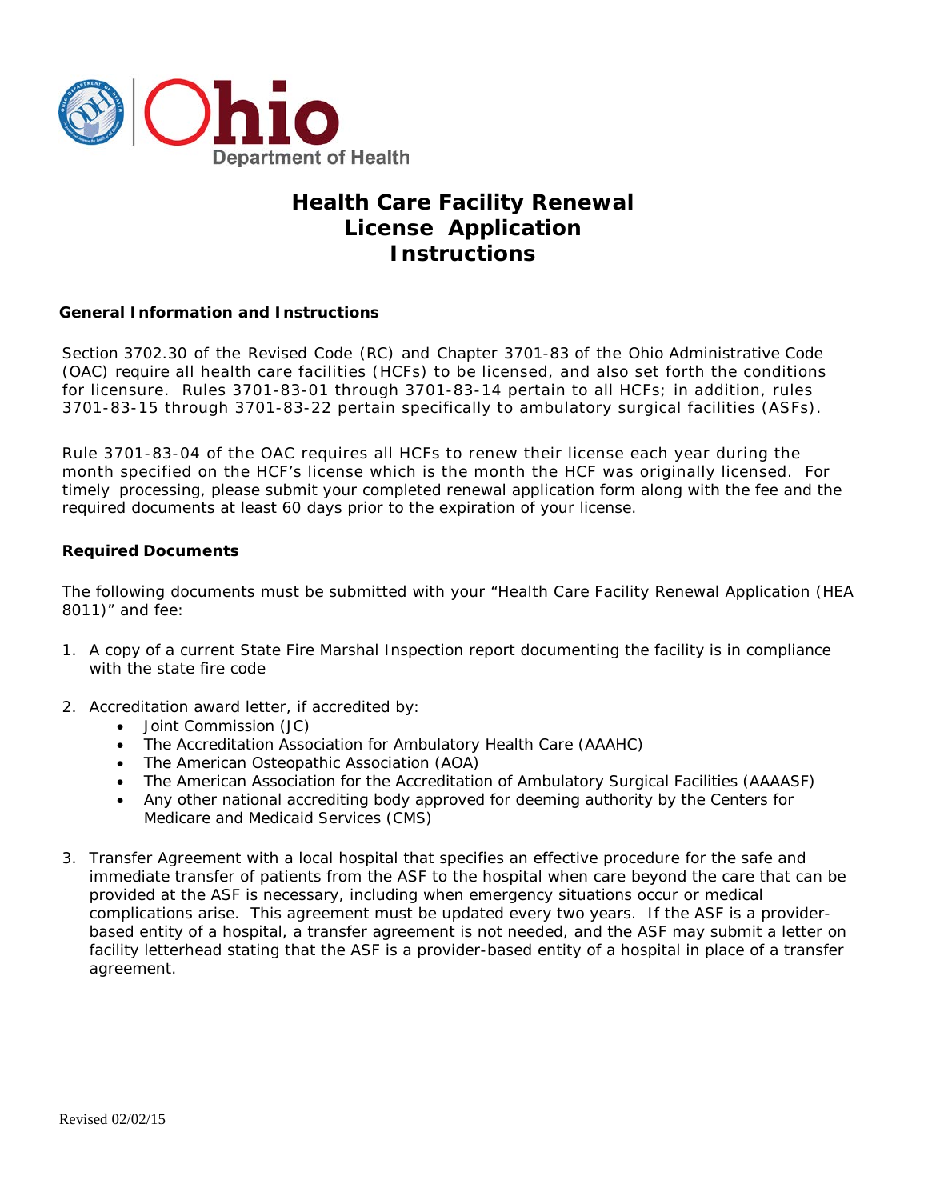Ohio Department of Health

# Health Care Facility Renewal License Application Instructions

### General Information and Instructions

Section 3702.30 of the Revised Code (RC) and Chapter 3701-83 of the Ohio Administrative Code (OAC) require all health care facilities (HCFs) to be licensed, and also set forth the conditions for licensure. Rules 3701-83-01 through 3701-83-14 pertain to all HCFs; in addition, rules 3701-83-15 through 3701-83-22 pertain specifically to ambulatory surgical facilities (ASFs).

Rule 3701-83-04 of the OAC requires all HCFs to renew their license each year during the month specified on the HCF's license which is the month the HCF was originally licensed. For timely processing, please submit your completed renewal application form along with the fee and the required documents at least 60 days prior to the expiration of your license.

### Required Documents

The following documents must be submitted with your "Health Care Facility Renewal Application (HEA 8011)" and fee:

1. A copy of a current State Fire Marshal Inspection report documenting the facility is in compliance with the state fire code
2. Accreditation award letter, if accredited by:
   - Joint Commission (JC)
   - The Accreditation Association for Ambulatory Health Care (AAAHC)
   - The American Osteopathic Association (AOA)
   - The American Association for the Accreditation of Ambulatory Surgical Facilities (AAAASF)
   - Any other national accrediting body approved for deeming authority by the Centers for Medicare and Medicaid Services (CMS)
3. Transfer Agreement with a local hospital that specifies an effective procedure for the safe and immediate transfer of patients from the ASF to the hospital when care beyond the care that can be provided at the ASF is necessary, including when emergency situations occur or medical complications arise. This agreement must be updated every two years. If the ASF is a provider-based entity of a hospital, a transfer agreement is not needed, and the ASF may submit a letter on facility letterhead stating that the ASF is a provider-based entity of a hospital in place of a transfer agreement.

Revised 02/02/15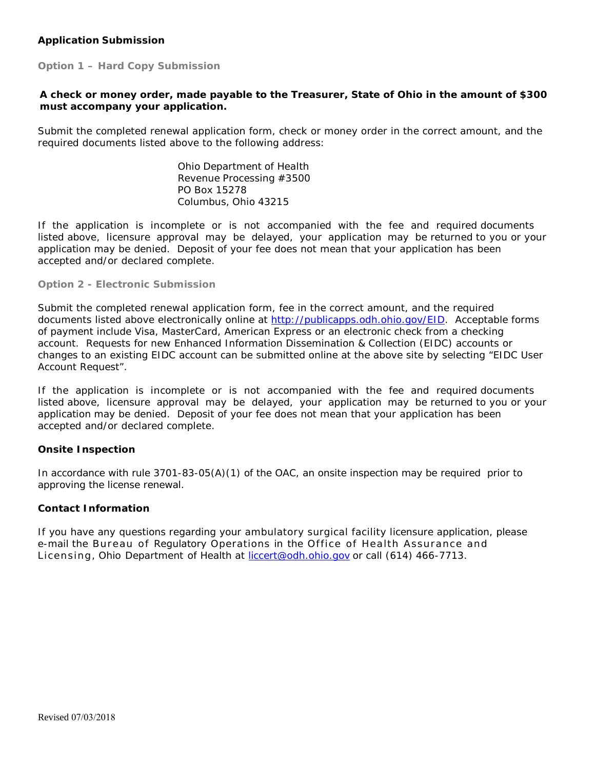### Application Submission

#### Option 1 – Hard Copy Submission

**A check or money order, made payable to the Treasurer, State of Ohio in the amount of $300 must accompany your application.**

Submit the completed renewal application form, check or money order in the correct amount, and the required documents listed above to the following address:

Ohio Department of Health  
Revenue Processing #3500  
PO Box 15278  
Columbus, Ohio 43215

If the application is incomplete or is not accompanied with the fee and required documents listed above, licensure approval may be delayed, your application may be returned to you or your application may be denied. Deposit of your fee does not mean that your application has been accepted and/or declared complete.

#### Option 2 - Electronic Submission

Submit the completed renewal application form, fee in the correct amount, and the required documents listed above electronically online at http://publicapps.odh.ohio.gov/EID. Acceptable forms of payment include Visa, MasterCard, American Express or an electronic check from a checking account. Requests for new Enhanced Information Dissemination & Collection (EIDC) accounts or changes to an existing EIDC account can be submitted online at the above site by selecting "EIDC User Account Request".

If the application is incomplete or is not accompanied with the fee and required documents listed above, licensure approval may be delayed, your application may be returned to you or your application may be denied. Deposit of your fee does not mean that your application has been accepted and/or declared complete.

### Onsite Inspection

In accordance with rule 3701-83-05(A)(1) of the OAC, an onsite inspection may be required prior to approving the license renewal.

### Contact Information

If you have any questions regarding your ambulatory surgical facility licensure application, please e-mail the Bureau of Regulatory Operations in the Office of Health Assurance and Licensing, Ohio Department of Health at liccert@odh.ohio.gov or call (614) 466-7713.

Revised 07/03/2018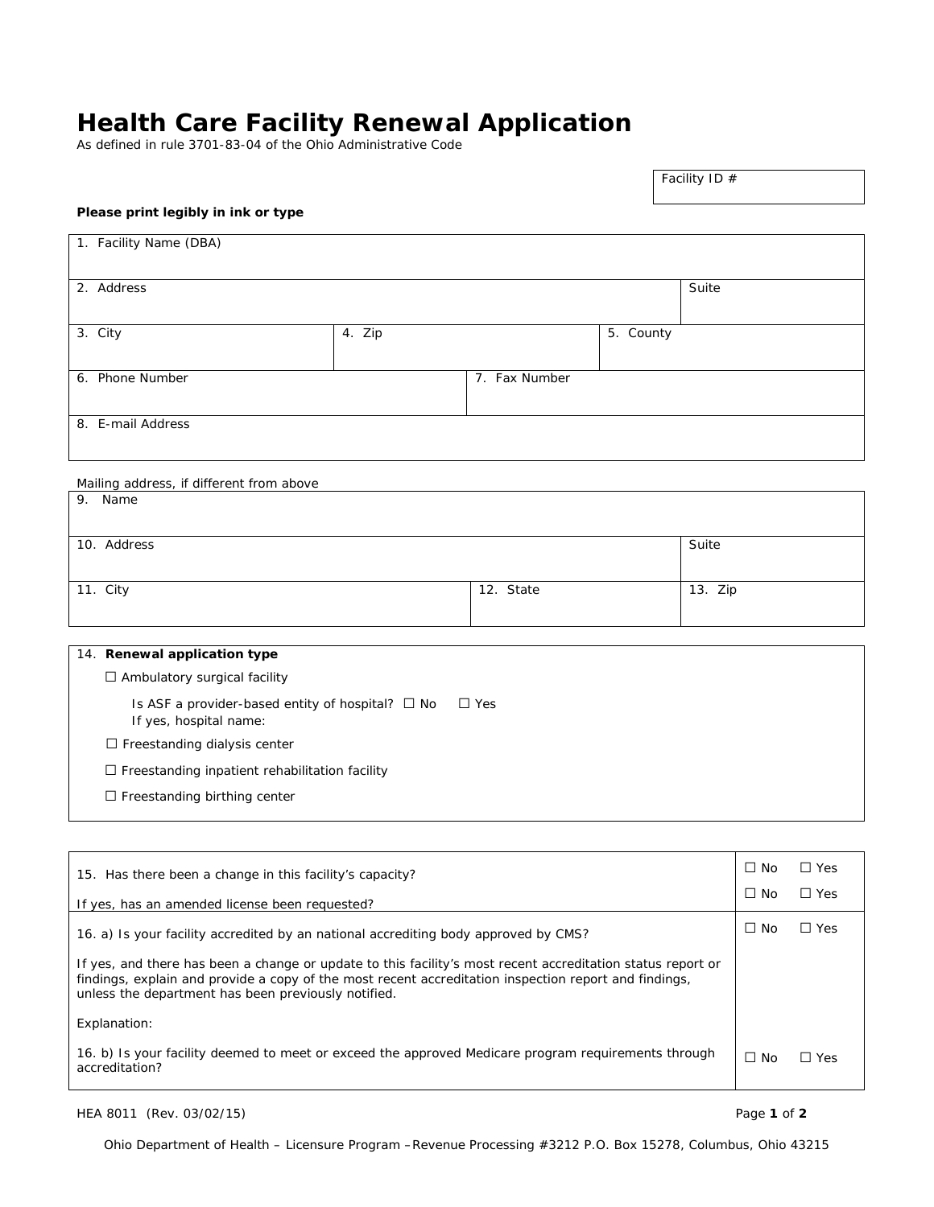# Health Care Facility Renewal Application

As defined in rule 3701-83-04 of the Ohio Administrative Code

| Facility ID # |
|---|
| |

**Please print legibly in ink or type**

| 1. Facility Name (DBA) | | | |
|---|---|---|---|
| 2. Address | | | Suite |
| 3. City | 4. Zip | 5. County | |
| 6. Phone Number | | 7. Fax Number | |
| 8. E-mail Address | | | |

Mailing address, if different from above

| 9. Name | | |
|---|---|---|
| 10. Address | | Suite |
| 11. City | 12. State | 13. Zip |

14. **Renewal application type**

☐ Ambulatory surgical facility

Is ASF a provider-based entity of hospital? ☐ No ☐ Yes
If yes, hospital name:

☐ Freestanding dialysis center

☐ Freestanding inpatient rehabilitation facility

☐ Freestanding birthing center

| | |
|---|---|
| 15. Has there been a change in this facility's capacity? | ☐ No ☐ Yes |
| If yes, has an amended license been requested? | ☐ No ☐ Yes |
| 16. a) Is your facility accredited by an national accrediting body approved by CMS? | ☐ No ☐ Yes |
| If yes, and there has been a change or update to this facility's most recent accreditation status report or findings, explain and provide a copy of the most recent accreditation inspection report and findings, unless the department has been previously notified. | |
| Explanation: | |
| 16. b) Is your facility deemed to meet or exceed the approved Medicare program requirements through accreditation? | ☐ No ☐ Yes |

HEA 8011 (Rev. 03/02/15)

Ohio Department of Health – Licensure Program – Revenue Processing #3212 P.O. Box 15278, Columbus, Ohio 43215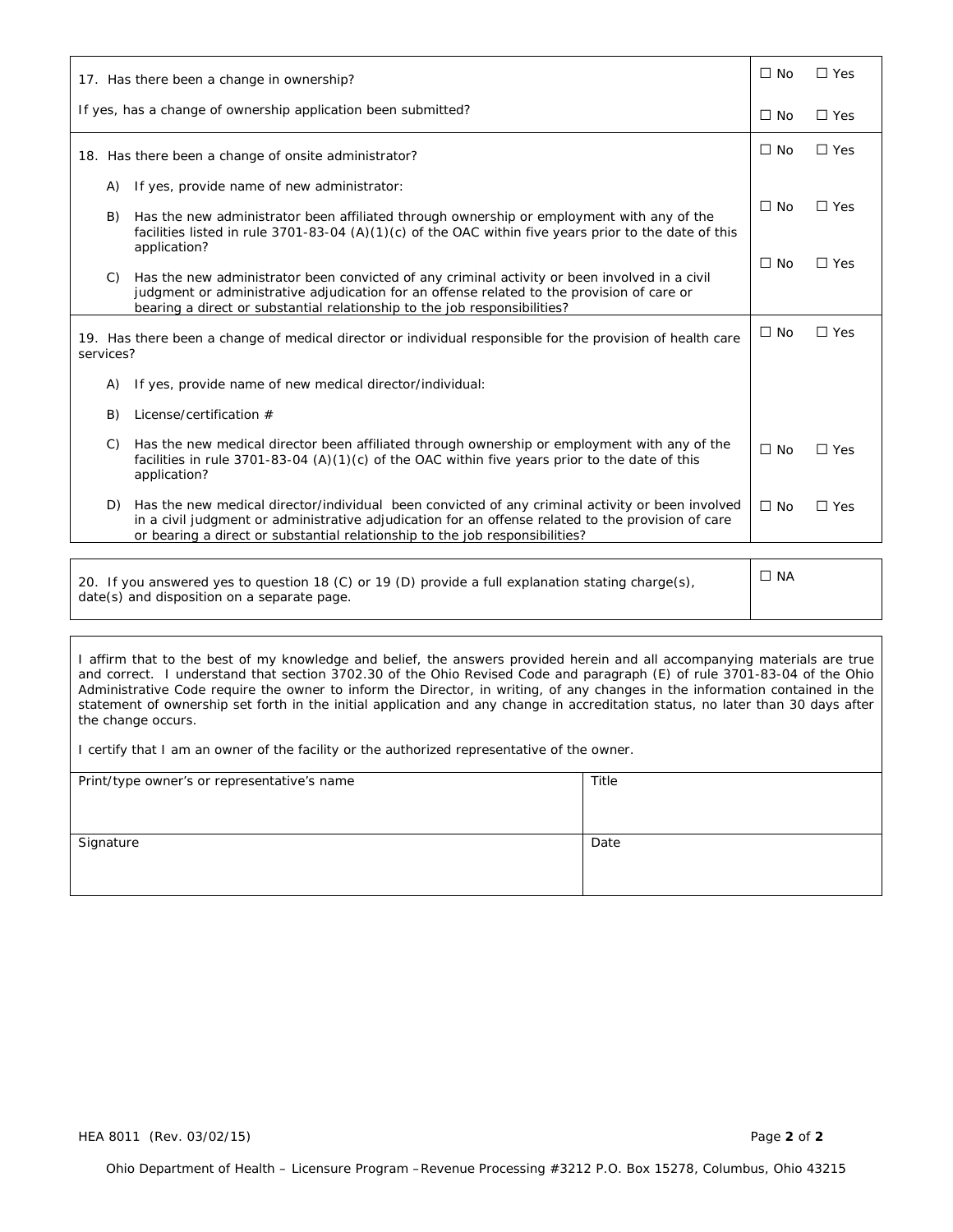| | | |
|---|---|---|
| 17. Has there been a change in ownership? | ☐ No | ☐ Yes |
| If yes, has a change of ownership application been submitted? | ☐ No | ☐ Yes |
| 18. Has there been a change of onsite administrator? | ☐ No | ☐ Yes |
| A) If yes, provide name of new administrator: | | |
| B) Has the new administrator been affiliated through ownership or employment with any of the facilities listed in rule 3701-83-04 (A)(1)(c) of the OAC within five years prior to the date of this application? | ☐ No | ☐ Yes |
| C) Has the new administrator been convicted of any criminal activity or been involved in a civil judgment or administrative adjudication for an offense related to the provision of care or bearing a direct or substantial relationship to the job responsibilities? | ☐ No | ☐ Yes |
| 19. Has there been a change of medical director or individual responsible for the provision of health care services? | ☐ No | ☐ Yes |
| A) If yes, provide name of new medical director/individual: | | |
| B) License/certification # | | |
| C) Has the new medical director been affiliated through ownership or employment with any of the facilities in rule 3701-83-04 (A)(1)(c) of the OAC within five years prior to the date of this application? | ☐ No | ☐ Yes |
| D) Has the new medical director/individual been convicted of any criminal activity or been involved in a civil judgment or administrative adjudication for an offense related to the provision of care or bearing a direct or substantial relationship to the job responsibilities? | ☐ No | ☐ Yes |

| | |
|---|---|
| 20. If you answered yes to question 18 (C) or 19 (D) provide a full explanation stating charge(s), date(s) and disposition on a separate page. | ☐ NA |

I affirm that to the best of my knowledge and belief, the answers provided herein and all accompanying materials are true and correct. I understand that section 3702.30 of the Ohio Revised Code and paragraph (E) of rule 3701-83-04 of the Ohio Administrative Code require the owner to inform the Director, in writing, of any changes in the information contained in the statement of ownership set forth in the initial application and any change in accreditation status, no later than 30 days after the change occurs.

I certify that I am an owner of the facility or the authorized representative of the owner.

| Print/type owner's or representative's name | Title |
|---|---|
| | |
| **Signature** | **Date** |
| | |

HEA 8011 (Rev. 03/02/15)

Ohio Department of Health – Licensure Program – Revenue Processing #3212 P.O. Box 15278, Columbus, Ohio 43215